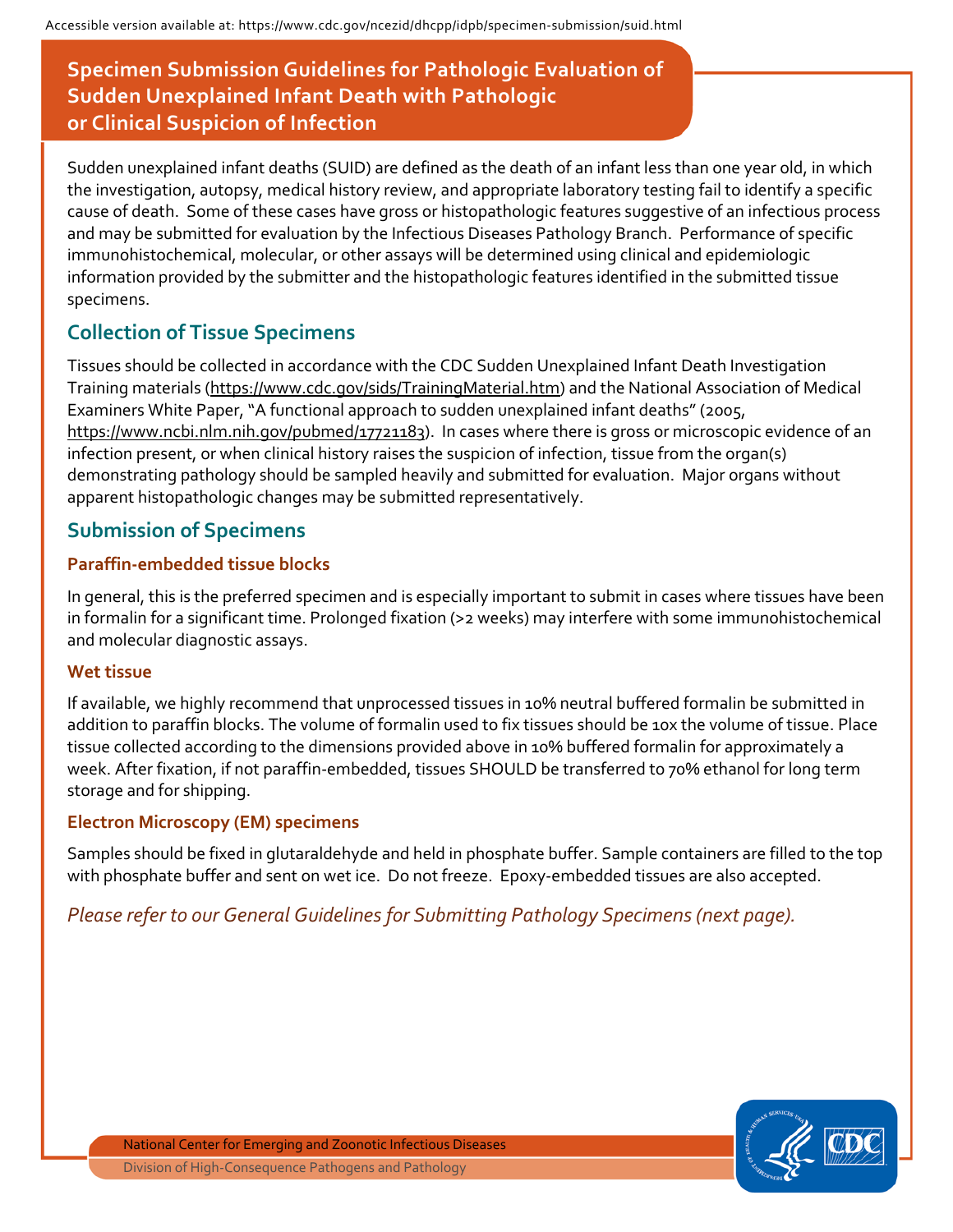Accessible version available at: https://www.cdc.gov/ncezid/dhcpp/idpb/specimen-submission/suid.html

# Specimen Submission Guidelines for Pathologic Evaluation of Sudden Unexplained Infant Death with Pathologic or Clinical Suspicion of Infection

Sudden unexplained infant deaths (SUID) are defined as the death of an infant less than one year old, in which the investigation, autopsy, medical history review, and appropriate laboratory testing fail to identify a specific cause of death. Some of these cases have gross or histopathologic features suggestive of an infectious process and may be submitted for evaluation by the Infectious Diseases Pathology Branch. Performance of specific immunohistochemical, molecular, or other assays will be determined using clinical and epidemiologic information provided by the submitter and the histopathologic features identified in the submitted tissue specimens.

## Collection of Tissue Specimens

Tissues should be collected in accordance with the CDC Sudden Unexplained Infant Death Investigation Training materials (https://www.cdc.gov/sids/TrainingMaterial.htm) and the National Association of Medical Examiners White Paper, "A functional approach to sudden unexplained infant deaths" (2005, https://www.ncbi.nlm.nih.gov/pubmed/17721183). In cases where there is gross or microscopic evidence of an infection present, or when clinical history raises the suspicion of infection, tissue from the organ(s) demonstrating pathology should be sampled heavily and submitted for evaluation. Major organs without apparent histopathologic changes may be submitted representatively.

## Submission of Specimens

### Paraffin-embedded tissue blocks

In general, this is the preferred specimen and is especially important to submit in cases where tissues have been in formalin for a significant time. Prolonged fixation (>2 weeks) may interfere with some immunohistochemical and molecular diagnostic assays.

### Wet tissue

If available, we highly recommend that unprocessed tissues in 10% neutral buffered formalin be submitted in addition to paraffin blocks. The volume of formalin used to fix tissues should be 10x the volume of tissue. Place tissue collected according to the dimensions provided above in 10% buffered formalin for approximately a week. After fixation, if not paraffin-embedded, tissues SHOULD be transferred to 70% ethanol for long term storage and for shipping.

### Electron Microscopy (EM) specimens

Samples should be fixed in glutaraldehyde and held in phosphate buffer. Sample containers are filled to the top with phosphate buffer and sent on wet ice. Do not freeze. Epoxy-embedded tissues are also accepted.

*Please refer to our General Guidelines for Submitting Pathology Specimens (next page).*

National Center for Emerging and Zoonotic Infectious Diseases
Division of High-Consequence Pathogens and Pathology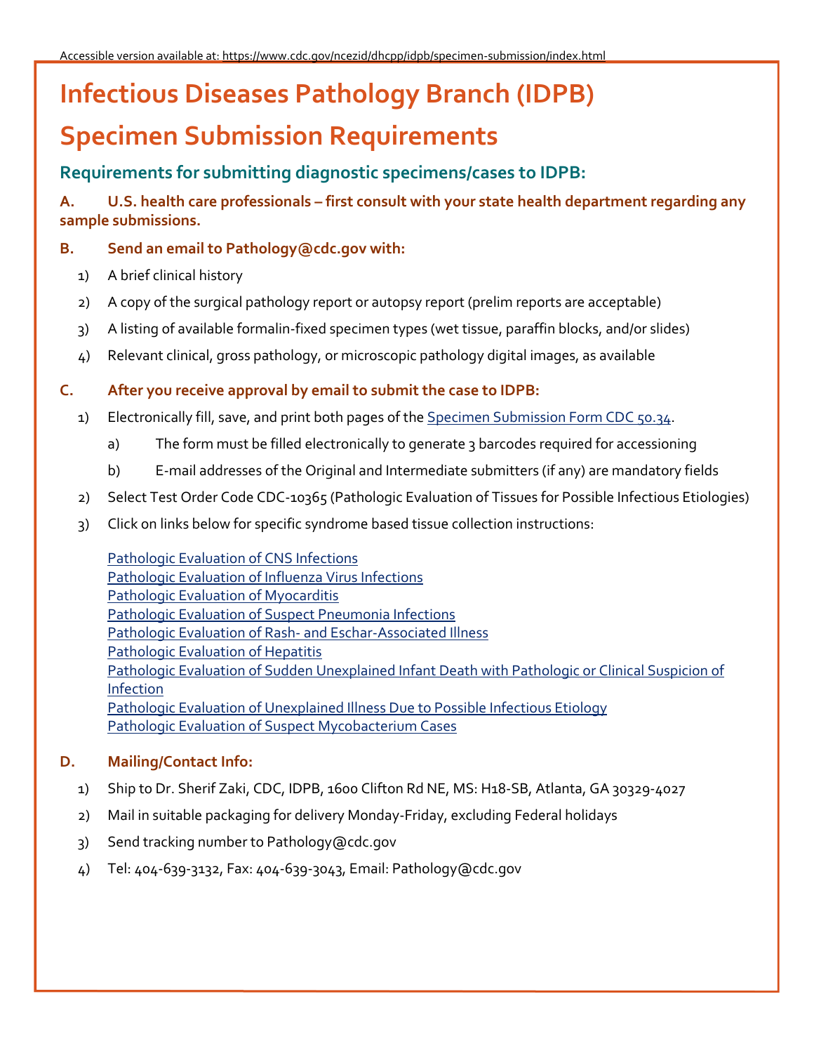Accessible version available at: https://www.cdc.gov/ncezid/dhcpp/idpb/specimen-submission/index.html

# Infectious Diseases Pathology Branch (IDPB)

# Specimen Submission Requirements

## Requirements for submitting diagnostic specimens/cases to IDPB:

### A. U.S. health care professionals – first consult with your state health department regarding any sample submissions.

### B. Send an email to Pathology@cdc.gov with:

1) A brief clinical history
2) A copy of the surgical pathology report or autopsy report (prelim reports are acceptable)
3) A listing of available formalin-fixed specimen types (wet tissue, paraffin blocks, and/or slides)
4) Relevant clinical, gross pathology, or microscopic pathology digital images, as available

### C. After you receive approval by email to submit the case to IDPB:

1) Electronically fill, save, and print both pages of the Specimen Submission Form CDC 50.34.
   a) The form must be filled electronically to generate 3 barcodes required for accessioning
   b) E-mail addresses of the Original and Intermediate submitters (if any) are mandatory fields
2) Select Test Order Code CDC-10365 (Pathologic Evaluation of Tissues for Possible Infectious Etiologies)
3) Click on links below for specific syndrome based tissue collection instructions:

   Pathologic Evaluation of CNS Infections
   Pathologic Evaluation of Influenza Virus Infections
   Pathologic Evaluation of Myocarditis
   Pathologic Evaluation of Suspect Pneumonia Infections
   Pathologic Evaluation of Rash- and Eschar-Associated Illness
   Pathologic Evaluation of Hepatitis
   Pathologic Evaluation of Sudden Unexplained Infant Death with Pathologic or Clinical Suspicion of Infection
   Pathologic Evaluation of Unexplained Illness Due to Possible Infectious Etiology
   Pathologic Evaluation of Suspect Mycobacterium Cases

### D. Mailing/Contact Info:

1) Ship to Dr. Sherif Zaki, CDC, IDPB, 1600 Clifton Rd NE, MS: H18-SB, Atlanta, GA 30329-4027
2) Mail in suitable packaging for delivery Monday-Friday, excluding Federal holidays
3) Send tracking number to Pathology@cdc.gov
4) Tel: 404-639-3132, Fax: 404-639-3043, Email: Pathology@cdc.gov